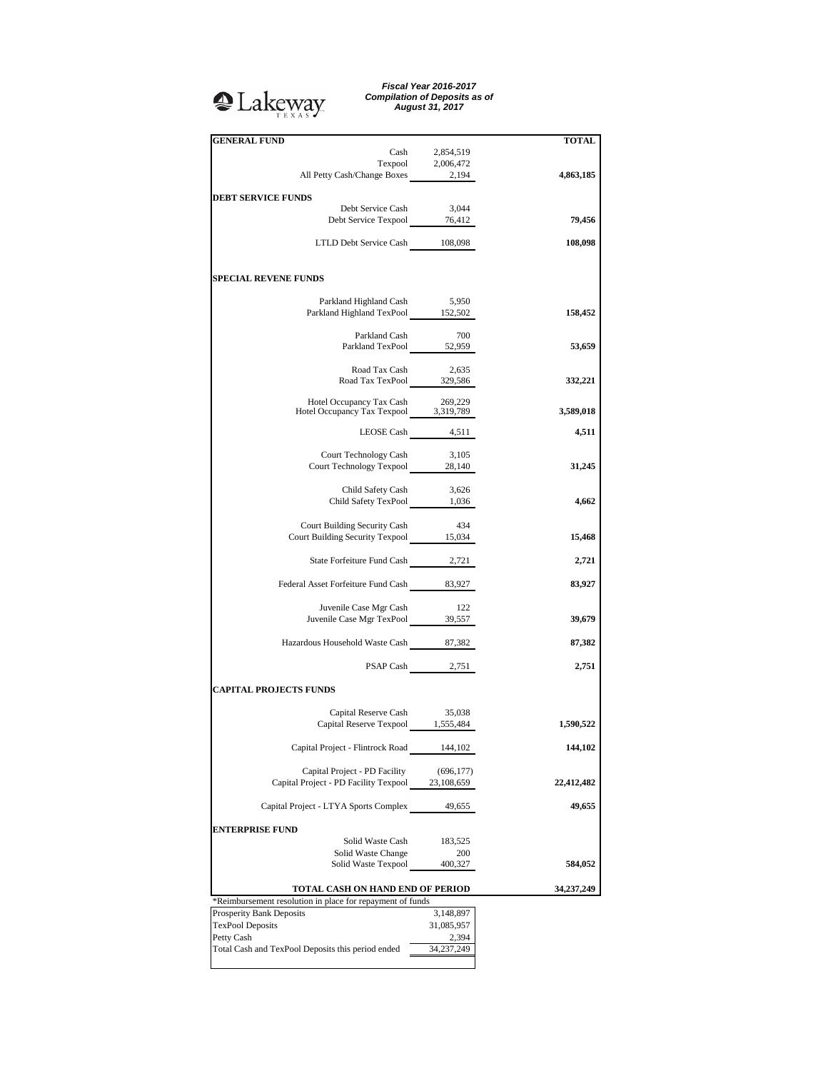Lakeway TEXAS

***Fiscal Year 2016-2017***
***Compilation of Deposits as of***
***August 31, 2017***

| | | TOTAL |
|---|---|---|
| **GENERAL FUND** | | |
| Cash | 2,854,519 | |
| Texpool | 2,006,472 | |
| All Petty Cash/Change Boxes | 2,194 | **4,863,185** |
| **DEBT SERVICE FUNDS** | | |
| Debt Service Cash | 3,044 | |
| Debt Service Texpool | 76,412 | **79,456** |
| LTLD Debt Service Cash | 108,098 | **108,098** |
| **SPECIAL REVENE FUNDS** | | |
| Parkland Highland Cash | 5,950 | |
| Parkland Highland TexPool | 152,502 | **158,452** |
| Parkland Cash | 700 | |
| Parkland TexPool | 52,959 | **53,659** |
| Road Tax Cash | 2,635 | |
| Road Tax TexPool | 329,586 | **332,221** |
| Hotel Occupancy Tax Cash | 269,229 | |
| Hotel Occupancy Tax Texpool | 3,319,789 | **3,589,018** |
| LEOSE Cash | 4,511 | **4,511** |
| Court Technology Cash | 3,105 | |
| Court Technology Texpool | 28,140 | **31,245** |
| Child Safety Cash | 3,626 | |
| Child Safety TexPool | 1,036 | **4,662** |
| Court Building Security Cash | 434 | |
| Court Building Security Texpool | 15,034 | **15,468** |
| State Forfeiture Fund Cash | 2,721 | **2,721** |
| Federal Asset Forfeiture Fund Cash | 83,927 | **83,927** |
| Juvenile Case Mgr Cash | 122 | |
| Juvenile Case Mgr TexPool | 39,557 | **39,679** |
| Hazardous Household Waste Cash | 87,382 | **87,382** |
| PSAP Cash | 2,751 | **2,751** |
| **CAPITAL PROJECTS FUNDS** | | |
| Capital Reserve Cash | 35,038 | |
| Capital Reserve Texpool | 1,555,484 | **1,590,522** |
| Capital Project - Flintrock Road | 144,102 | **144,102** |
| Capital Project - PD Facility | (696,177) | |
| Capital Project - PD Facility Texpool | 23,108,659 | **22,412,482** |
| Capital Project - LTYA Sports Complex | 49,655 | **49,655** |
| **ENTERPRISE FUND** | | |
| Solid Waste Cash | 183,525 | |
| Solid Waste Change | 200 | |
| Solid Waste Texpool | 400,327 | **584,052** |
| **TOTAL CASH ON HAND END OF PERIOD** | | **34,237,249** |

*Reimbursement resolution in place for repayment of funds

| | |
|---|---|
| Prosperity Bank Deposits | 3,148,897 |
| TexPool Deposits | 31,085,957 |
| Petty Cash | 2,394 |
| Total Cash and TexPool Deposits this period ended | 34,237,249 |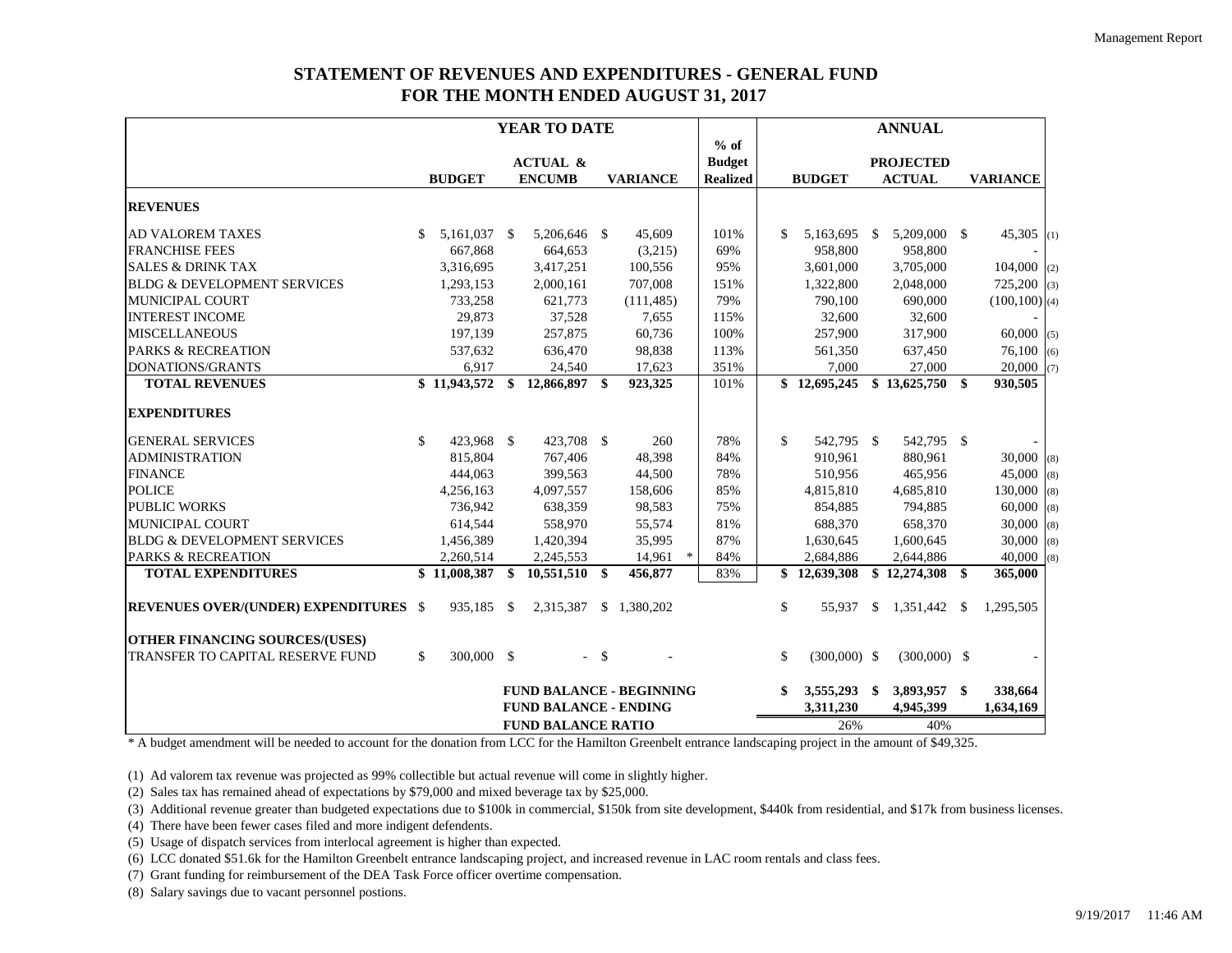# STATEMENT OF REVENUES AND EXPENDITURES - GENERAL FUND
## FOR THE MONTH ENDED AUGUST 31, 2017

| | YEAR TO DATE | | | % of | ANNUAL | | | |
|---|---|---|---|---|---|---|---|---|
| | BUDGET | ACTUAL & ENCUMB | VARIANCE | Budget Realized | BUDGET | PROJECTED ACTUAL | VARIANCE | |
| **REVENUES** | | | | | | | | |
| AD VALOREM TAXES | $ 5,161,037 | $ 5,206,646 | $ 45,609 | 101% | $ 5,163,695 | $ 5,209,000 | $ 45,305 | (1) |
| FRANCHISE FEES | 667,868 | 664,653 | (3,215) | 69% | 958,800 | 958,800 | - | |
| SALES & DRINK TAX | 3,316,695 | 3,417,251 | 100,556 | 95% | 3,601,000 | 3,705,000 | 104,000 | (2) |
| BLDG & DEVELOPMENT SERVICES | 1,293,153 | 2,000,161 | 707,008 | 151% | 1,322,800 | 2,048,000 | 725,200 | (3) |
| MUNICIPAL COURT | 733,258 | 621,773 | (111,485) | 79% | 790,100 | 690,000 | (100,100) | (4) |
| INTEREST INCOME | 29,873 | 37,528 | 7,655 | 115% | 32,600 | 32,600 | - | |
| MISCELLANEOUS | 197,139 | 257,875 | 60,736 | 100% | 257,900 | 317,900 | 60,000 | (5) |
| PARKS & RECREATION | 537,632 | 636,470 | 98,838 | 113% | 561,350 | 637,450 | 76,100 | (6) |
| DONATIONS/GRANTS | 6,917 | 24,540 | 17,623 | 351% | 7,000 | 27,000 | 20,000 | (7) |
| **TOTAL REVENUES** | **$ 11,943,572** | **$ 12,866,897** | **$ 923,325** | 101% | **$ 12,695,245** | **$ 13,625,750** | **$ 930,505** | |
| **EXPENDITURES** | | | | | | | | |
| GENERAL SERVICES | $ 423,968 | $ 423,708 | $ 260 | 78% | $ 542,795 | $ 542,795 | $ - | |
| ADMINISTRATION | 815,804 | 767,406 | 48,398 | 84% | 910,961 | 880,961 | 30,000 | (8) |
| FINANCE | 444,063 | 399,563 | 44,500 | 78% | 510,956 | 465,956 | 45,000 | (8) |
| POLICE | 4,256,163 | 4,097,557 | 158,606 | 85% | 4,815,810 | 4,685,810 | 130,000 | (8) |
| PUBLIC WORKS | 736,942 | 638,359 | 98,583 | 75% | 854,885 | 794,885 | 60,000 | (8) |
| MUNICIPAL COURT | 614,544 | 558,970 | 55,574 | 81% | 688,370 | 658,370 | 30,000 | (8) |
| BLDG & DEVELOPMENT SERVICES | 1,456,389 | 1,420,394 | 35,995 | 87% | 1,630,645 | 1,600,645 | 30,000 | (8) |
| PARKS & RECREATION | 2,260,514 | 2,245,553 | 14,961 * | 84% | 2,684,886 | 2,644,886 | 40,000 | (8) |
| **TOTAL EXPENDITURES** | **$ 11,008,387** | **$ 10,551,510** | **$ 456,877** | 83% | **$ 12,639,308** | **$ 12,274,308** | **$ 365,000** | |
| **REVENUES OVER/(UNDER) EXPENDITURES** | $ 935,185 | $ 2,315,387 | $ 1,380,202 | | $ 55,937 | $ 1,351,442 | $ 1,295,505 | |
| **OTHER FINANCING SOURCES/(USES)** | | | | | | | | |
| TRANSFER TO CAPITAL RESERVE FUND | $ 300,000 | $ - | $ - | | $ (300,000) | $ (300,000) | $ - | |
| | | **FUND BALANCE - BEGINNING** | | | **$ 3,555,293** | **$ 3,893,957** | **$ 338,664** | |
| | | **FUND BALANCE - ENDING** | | | **3,311,230** | **4,945,399** | **1,634,169** | |
| | | **FUND BALANCE RATIO** | | | 26% | 40% | | |

\* A budget amendment will be needed to account for the donation from LCC for the Hamilton Greenbelt entrance landscaping project in the amount of $49,325.

(1) Ad valorem tax revenue was projected as 99% collectible but actual revenue will come in slightly higher.

(2) Sales tax has remained ahead of expectations by $79,000 and mixed beverage tax by $25,000.

(3) Additional revenue greater than budgeted expectations due to $100k in commercial, $150k from site development, $440k from residential, and $17k from business licenses.

(4) There have been fewer cases filed and more indigent defendents.

(5) Usage of dispatch services from interlocal agreement is higher than expected.

(6) LCC donated $51.6k for the Hamilton Greenbelt entrance landscaping project, and increased revenue in LAC room rentals and class fees.

(7) Grant funding for reimbursement of the DEA Task Force officer overtime compensation.

(8) Salary savings due to vacant personnel postions.